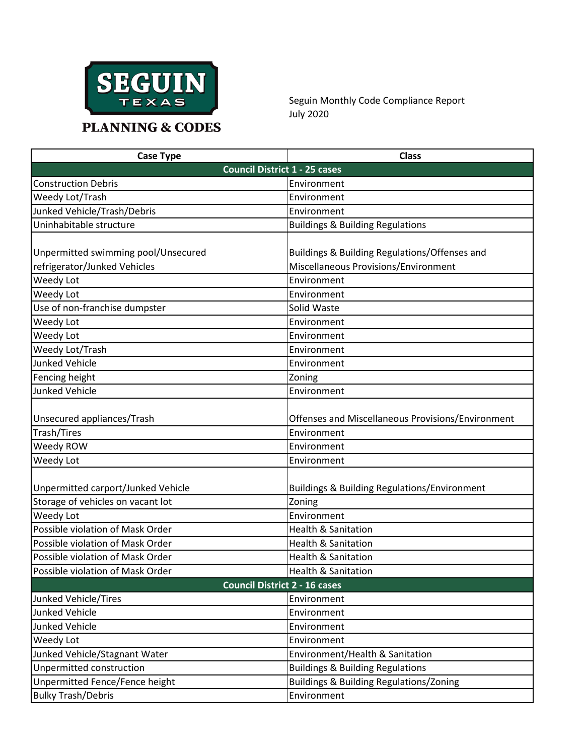SEGUIN TEXAS

PLANNING & CODES

Seguin Monthly Code Compliance Report
July 2020

| Case Type | Class |
| --- | --- |
| **Council District 1 - 25 cases** | |
| Construction Debris | Environment |
| Weedy Lot/Trash | Environment |
| Junked Vehicle/Trash/Debris | Environment |
| Uninhabitable structure | Buildings & Building Regulations |
| Unpermitted swimming pool/Unsecured refrigerator/Junked Vehicles | Buildings & Building Regulations/Offenses and Miscellaneous Provisions/Environment |
| Weedy Lot | Environment |
| Weedy Lot | Environment |
| Use of non-franchise dumpster | Solid Waste |
| Weedy Lot | Environment |
| Weedy Lot | Environment |
| Weedy Lot/Trash | Environment |
| Junked Vehicle | Environment |
| Fencing height | Zoning |
| Junked Vehicle | Environment |
| Unsecured appliances/Trash | Offenses and Miscellaneous Provisions/Environment |
| Trash/Tires | Environment |
| Weedy ROW | Environment |
| Weedy Lot | Environment |
| Unpermitted carport/Junked Vehicle | Buildings & Building Regulations/Environment |
| Storage of vehicles on vacant lot | Zoning |
| Weedy Lot | Environment |
| Possible violation of Mask Order | Health & Sanitation |
| Possible violation of Mask Order | Health & Sanitation |
| Possible violation of Mask Order | Health & Sanitation |
| Possible violation of Mask Order | Health & Sanitation |
| **Council District 2 - 16 cases** | |
| Junked Vehicle/Tires | Environment |
| Junked Vehicle | Environment |
| Junked Vehicle | Environment |
| Weedy Lot | Environment |
| Junked Vehicle/Stagnant Water | Environment/Health & Sanitation |
| Unpermitted construction | Buildings & Building Regulations |
| Unpermitted Fence/Fence height | Buildings & Building Regulations/Zoning |
| Bulky Trash/Debris | Environment |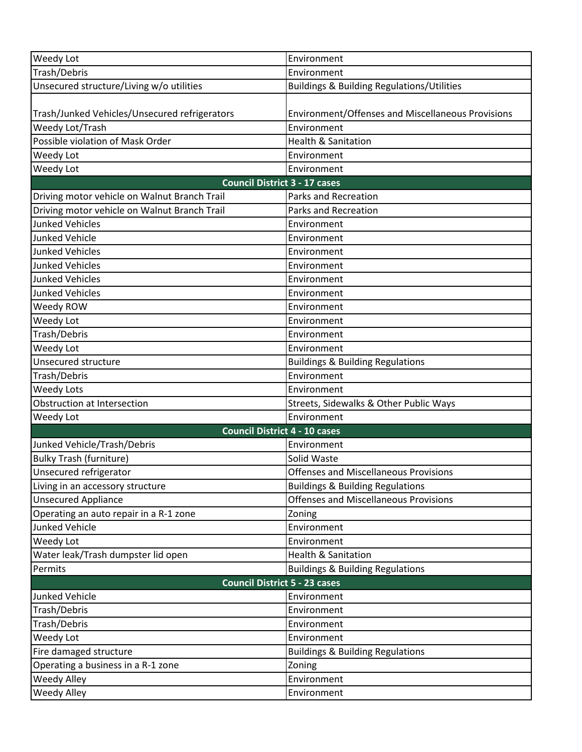| | |
|---|---|
| Weedy Lot | Environment |
| Trash/Debris | Environment |
| Unsecured structure/Living w/o utilities | Buildings & Building Regulations/Utilities |
| Trash/Junked Vehicles/Unsecured refrigerators | Environment/Offenses and Miscellaneous Provisions |
| Weedy Lot/Trash | Environment |
| Possible violation of Mask Order | Health & Sanitation |
| Weedy Lot | Environment |
| Weedy Lot | Environment |
| **Council District 3 - 17 cases** | |
| Driving motor vehicle on Walnut Branch Trail | Parks and Recreation |
| Driving motor vehicle on Walnut Branch Trail | Parks and Recreation |
| Junked Vehicles | Environment |
| Junked Vehicle | Environment |
| Junked Vehicles | Environment |
| Junked Vehicles | Environment |
| Junked Vehicles | Environment |
| Junked Vehicles | Environment |
| Weedy ROW | Environment |
| Weedy Lot | Environment |
| Trash/Debris | Environment |
| Weedy Lot | Environment |
| Unsecured structure | Buildings & Building Regulations |
| Trash/Debris | Environment |
| Weedy Lots | Environment |
| Obstruction at Intersection | Streets, Sidewalks & Other Public Ways |
| Weedy Lot | Environment |
| **Council District 4 - 10 cases** | |
| Junked Vehicle/Trash/Debris | Environment |
| Bulky Trash (furniture) | Solid Waste |
| Unsecured refrigerator | Offenses and Miscellaneous Provisions |
| Living in an accessory structure | Buildings & Building Regulations |
| Unsecured Appliance | Offenses and Miscellaneous Provisions |
| Operating an auto repair in a R-1 zone | Zoning |
| Junked Vehicle | Environment |
| Weedy Lot | Environment |
| Water leak/Trash dumpster lid open | Health & Sanitation |
| Permits | Buildings & Building Regulations |
| **Council District 5 - 23 cases** | |
| Junked Vehicle | Environment |
| Trash/Debris | Environment |
| Trash/Debris | Environment |
| Weedy Lot | Environment |
| Fire damaged structure | Buildings & Building Regulations |
| Operating a business in a R-1 zone | Zoning |
| Weedy Alley | Environment |
| Weedy Alley | Environment |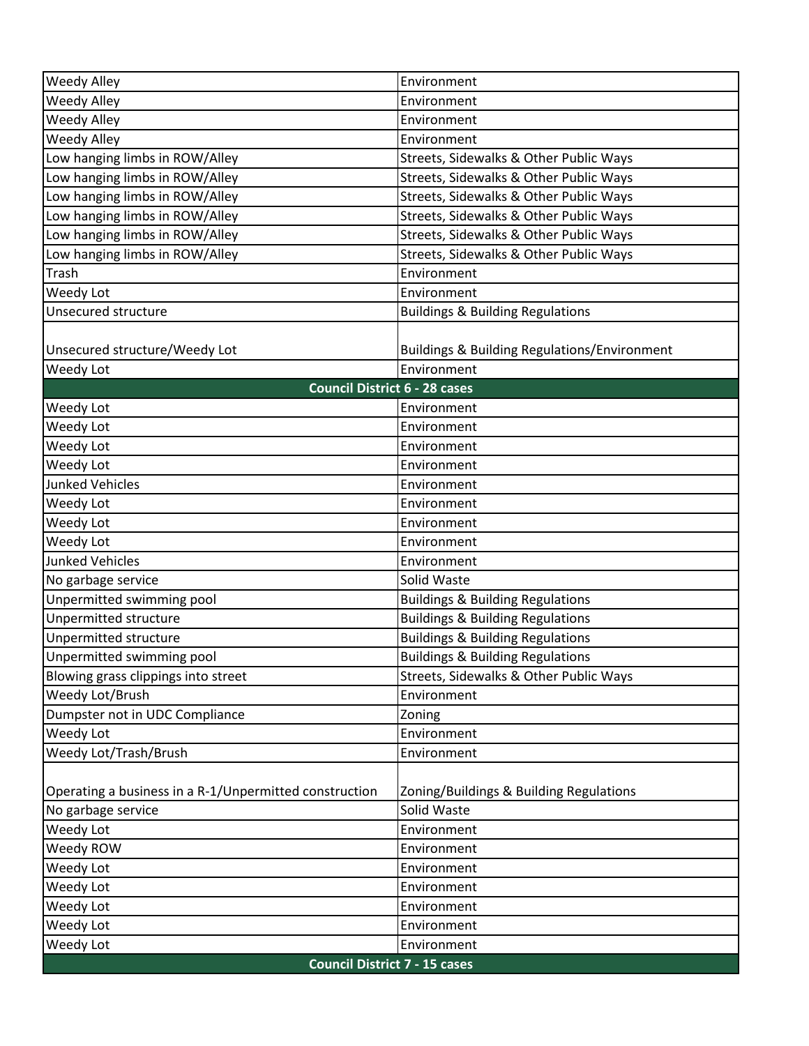| | |
|---|---|
| Weedy Alley | Environment |
| Weedy Alley | Environment |
| Weedy Alley | Environment |
| Weedy Alley | Environment |
| Low hanging limbs in ROW/Alley | Streets, Sidewalks & Other Public Ways |
| Low hanging limbs in ROW/Alley | Streets, Sidewalks & Other Public Ways |
| Low hanging limbs in ROW/Alley | Streets, Sidewalks & Other Public Ways |
| Low hanging limbs in ROW/Alley | Streets, Sidewalks & Other Public Ways |
| Low hanging limbs in ROW/Alley | Streets, Sidewalks & Other Public Ways |
| Low hanging limbs in ROW/Alley | Streets, Sidewalks & Other Public Ways |
| Trash | Environment |
| Weedy Lot | Environment |
| Unsecured structure | Buildings & Building Regulations |
| Unsecured structure/Weedy Lot | Buildings & Building Regulations/Environment |
| Weedy Lot | Environment |
| **Council District 6 - 28 cases** | |
| Weedy Lot | Environment |
| Weedy Lot | Environment |
| Weedy Lot | Environment |
| Weedy Lot | Environment |
| Junked Vehicles | Environment |
| Weedy Lot | Environment |
| Weedy Lot | Environment |
| Weedy Lot | Environment |
| Junked Vehicles | Environment |
| No garbage service | Solid Waste |
| Unpermitted swimming pool | Buildings & Building Regulations |
| Unpermitted structure | Buildings & Building Regulations |
| Unpermitted structure | Buildings & Building Regulations |
| Unpermitted swimming pool | Buildings & Building Regulations |
| Blowing grass clippings into street | Streets, Sidewalks & Other Public Ways |
| Weedy Lot/Brush | Environment |
| Dumpster not in UDC Compliance | Zoning |
| Weedy Lot | Environment |
| Weedy Lot/Trash/Brush | Environment |
| Operating a business in a R-1/Unpermitted construction | Zoning/Buildings & Building Regulations |
| No garbage service | Solid Waste |
| Weedy Lot | Environment |
| Weedy ROW | Environment |
| Weedy Lot | Environment |
| Weedy Lot | Environment |
| Weedy Lot | Environment |
| Weedy Lot | Environment |
| Weedy Lot | Environment |
| **Council District 7 - 15 cases** | |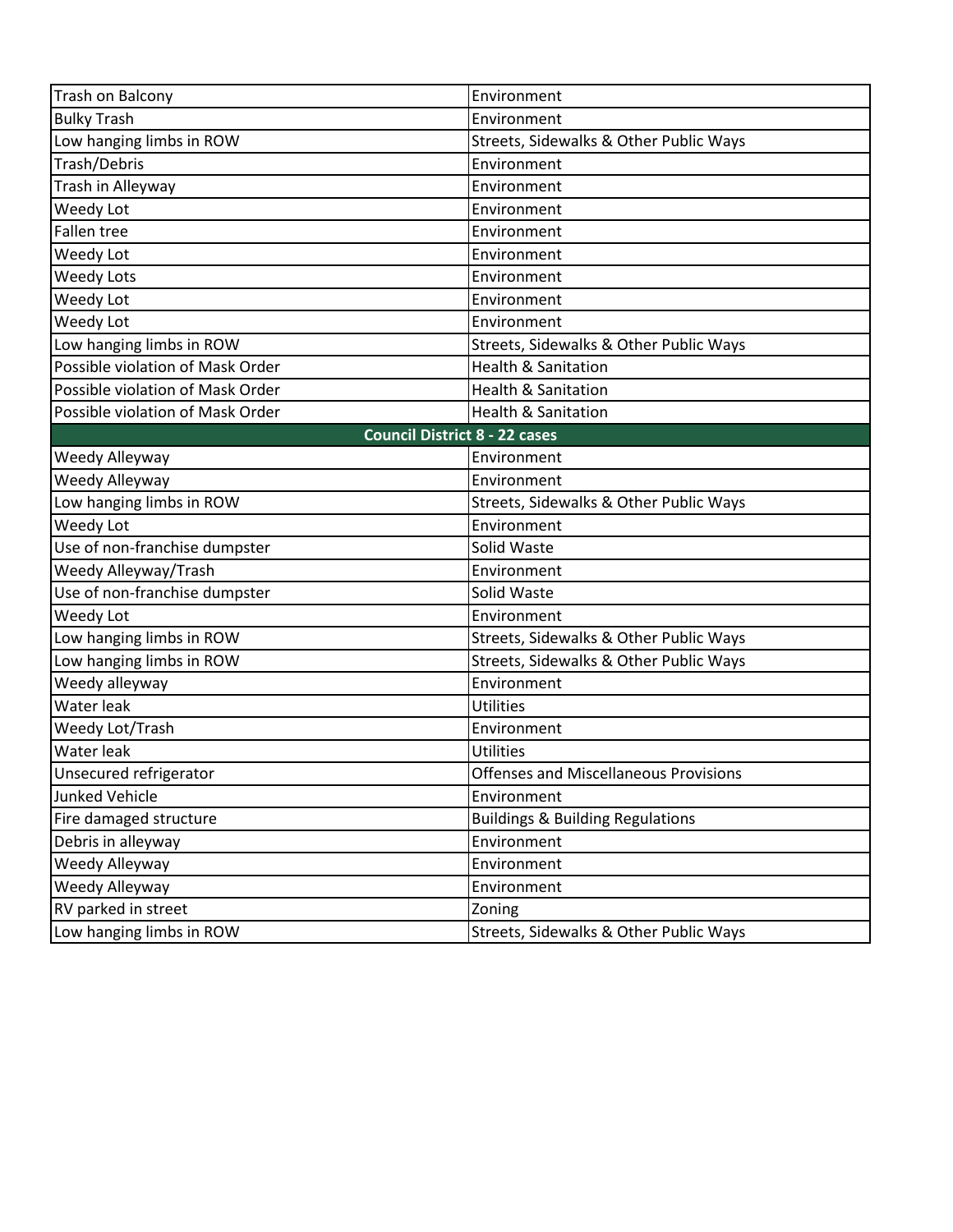| | |
|---|---|
| Trash on Balcony | Environment |
| Bulky Trash | Environment |
| Low hanging limbs in ROW | Streets, Sidewalks & Other Public Ways |
| Trash/Debris | Environment |
| Trash in Alleyway | Environment |
| Weedy Lot | Environment |
| Fallen tree | Environment |
| Weedy Lot | Environment |
| Weedy Lots | Environment |
| Weedy Lot | Environment |
| Weedy Lot | Environment |
| Low hanging limbs in ROW | Streets, Sidewalks & Other Public Ways |
| Possible violation of Mask Order | Health & Sanitation |
| Possible violation of Mask Order | Health & Sanitation |
| Possible violation of Mask Order | Health & Sanitation |
| **Council District 8 - 22 cases** | |
| Weedy Alleyway | Environment |
| Weedy Alleyway | Environment |
| Low hanging limbs in ROW | Streets, Sidewalks & Other Public Ways |
| Weedy Lot | Environment |
| Use of non-franchise dumpster | Solid Waste |
| Weedy Alleyway/Trash | Environment |
| Use of non-franchise dumpster | Solid Waste |
| Weedy Lot | Environment |
| Low hanging limbs in ROW | Streets, Sidewalks & Other Public Ways |
| Low hanging limbs in ROW | Streets, Sidewalks & Other Public Ways |
| Weedy alleyway | Environment |
| Water leak | Utilities |
| Weedy Lot/Trash | Environment |
| Water leak | Utilities |
| Unsecured refrigerator | Offenses and Miscellaneous Provisions |
| Junked Vehicle | Environment |
| Fire damaged structure | Buildings & Building Regulations |
| Debris in alleyway | Environment |
| Weedy Alleyway | Environment |
| Weedy Alleyway | Environment |
| RV parked in street | Zoning |
| Low hanging limbs in ROW | Streets, Sidewalks & Other Public Ways |